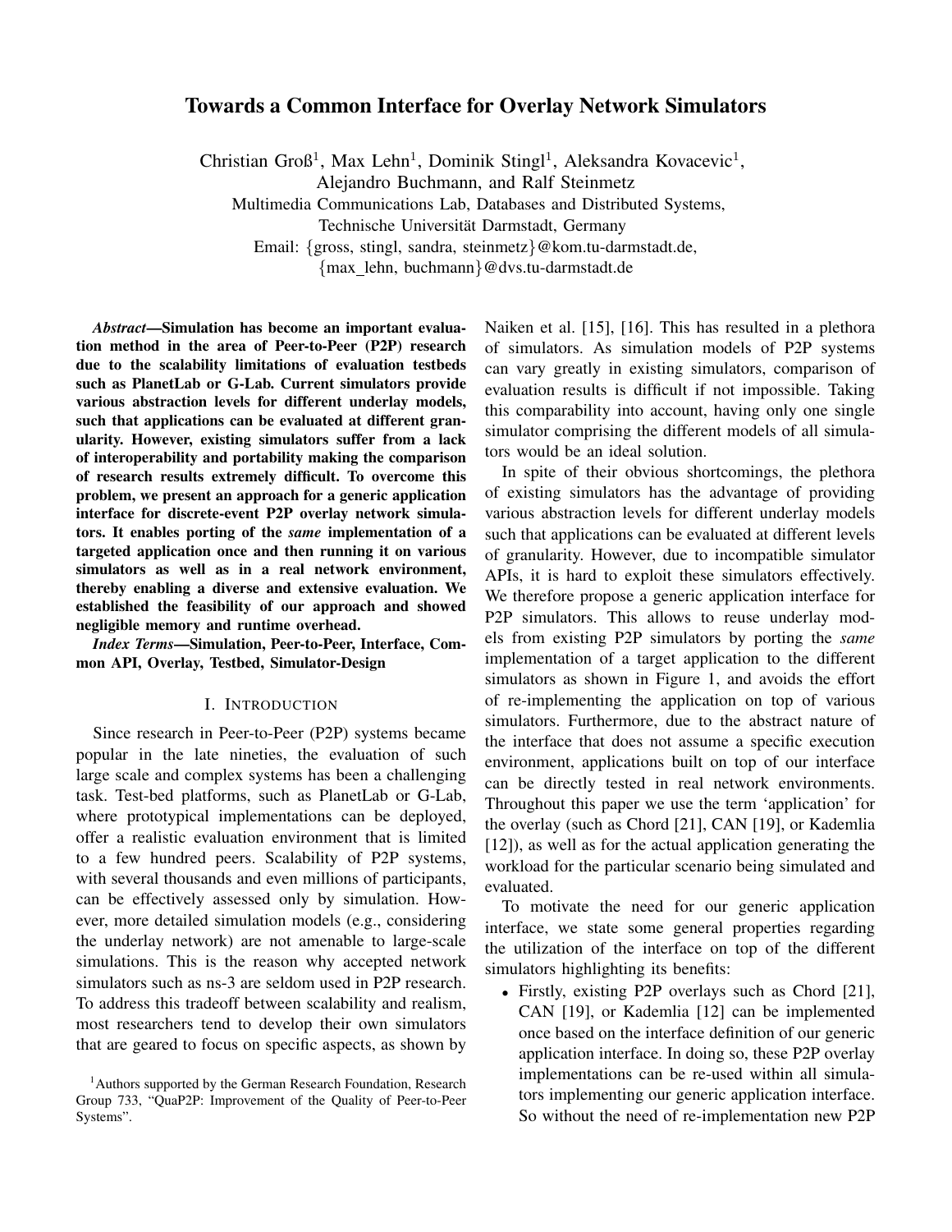# Towards a Common Interface for Overlay Network Simulators

Christian Groß[1], Max Lehn[1], Dominik Stingl[1], Aleksandra Kovacevic[1], Alejandro Buchmann, and Ralf Steinmetz
Multimedia Communications Lab, Databases and Distributed Systems,
Technische Universität Darmstadt, Germany
Email: {gross, stingl, sandra, steinmetz}@kom.tu-darmstadt.de,
{max_lehn, buchmann}@dvs.tu-darmstadt.de

***Abstract*—Simulation has become an important evaluation method in the area of Peer-to-Peer (P2P) research due to the scalability limitations of evaluation testbeds such as PlanetLab or G-Lab. Current simulators provide various abstraction levels for different underlay models, such that applications can be evaluated at different granularity. However, existing simulators suffer from a lack of interoperability and portability making the comparison of research results extremely difficult. To overcome this problem, we present an approach for a generic application interface for discrete-event P2P overlay network simulators. It enables porting of the *same* implementation of a targeted application once and then running it on various simulators as well as in a real network environment, thereby enabling a diverse and extensive evaluation. We established the feasibility of our approach and showed negligible memory and runtime overhead.**

***Index Terms*—Simulation, Peer-to-Peer, Interface, Common API, Overlay, Testbed, Simulator-Design**

## I. Introduction

Since research in Peer-to-Peer (P2P) systems became popular in the late nineties, the evaluation of such large scale and complex systems has been a challenging task. Test-bed platforms, such as PlanetLab or G-Lab, where prototypical implementations can be deployed, offer a realistic evaluation environment that is limited to a few hundred peers. Scalability of P2P systems, with several thousands and even millions of participants, can be effectively assessed only by simulation. However, more detailed simulation models (e.g., considering the underlay network) are not amenable to large-scale simulations. This is the reason why accepted network simulators such as ns-3 are seldom used in P2P research. To address this tradeoff between scalability and realism, most researchers tend to develop their own simulators that are geared to focus on specific aspects, as shown by Naiken et al. [15], [16]. This has resulted in a plethora of simulators. As simulation models of P2P systems can vary greatly in existing simulators, comparison of evaluation results is difficult if not impossible. Taking this comparability into account, having only one single simulator comprising the different models of all simulators would be an ideal solution.

In spite of their obvious shortcomings, the plethora of existing simulators has the advantage of providing various abstraction levels for different underlay models such that applications can be evaluated at different levels of granularity. However, due to incompatible simulator APIs, it is hard to exploit these simulators effectively. We therefore propose a generic application interface for P2P simulators. This allows to reuse underlay models from existing P2P simulators by porting the *same* implementation of a target application to the different simulators as shown in Figure 1, and avoids the effort of re-implementing the application on top of various simulators. Furthermore, due to the abstract nature of the interface that does not assume a specific execution environment, applications built on top of our interface can be directly tested in real network environments. Throughout this paper we use the term 'application' for the overlay (such as Chord [21], CAN [19], or Kademlia [12]), as well as for the actual application generating the workload for the particular scenario being simulated and evaluated.

To motivate the need for our generic application interface, we state some general properties regarding the utilization of the interface on top of the different simulators highlighting its benefits:

- Firstly, existing P2P overlays such as Chord [21], CAN [19], or Kademlia [12] can be implemented once based on the interface definition of our generic application interface. In doing so, these P2P overlay implementations can be re-used within all simulators implementing our generic application interface. So without the need of re-implementation new P2P

[1]Authors supported by the German Research Foundation, Research Group 733, "QuaP2P: Improvement of the Quality of Peer-to-Peer Systems".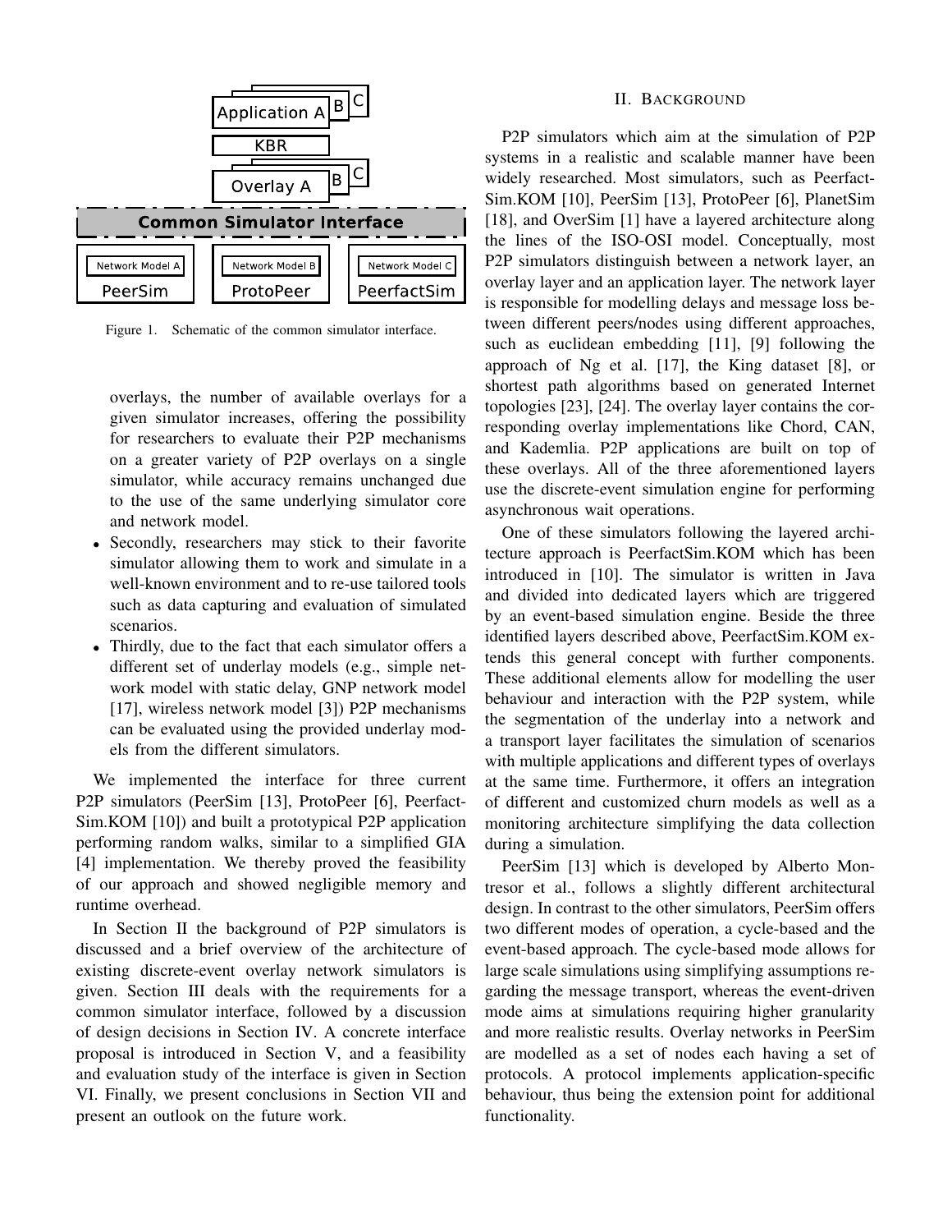Figure 1. Schematic of the common simulator interface.

overlays, the number of available overlays for a given simulator increases, offering the possibility for researchers to evaluate their P2P mechanisms on a greater variety of P2P overlays on a single simulator, while accuracy remains unchanged due to the use of the same underlying simulator core and network model.

- Secondly, researchers may stick to their favorite simulator allowing them to work and simulate in a well-known environment and to re-use tailored tools such as data capturing and evaluation of simulated scenarios.
- Thirdly, due to the fact that each simulator offers a different set of underlay models (e.g., simple network model with static delay, GNP network model [17], wireless network model [3]) P2P mechanisms can be evaluated using the provided underlay models from the different simulators.

We implemented the interface for three current P2P simulators (PeerSim [13], ProtoPeer [6], PeerfactSim.KOM [10]) and built a prototypical P2P application performing random walks, similar to a simplified GIA [4] implementation. We thereby proved the feasibility of our approach and showed negligible memory and runtime overhead.

In Section II the background of P2P simulators is discussed and a brief overview of the architecture of existing discrete-event overlay network simulators is given. Section III deals with the requirements for a common simulator interface, followed by a discussion of design decisions in Section IV. A concrete interface proposal is introduced in Section V, and a feasibility and evaluation study of the interface is given in Section VI. Finally, we present conclusions in Section VII and present an outlook on the future work.

## II. Background

P2P simulators which aim at the simulation of P2P systems in a realistic and scalable manner have been widely researched. Most simulators, such as PeerfactSim.KOM [10], PeerSim [13], ProtoPeer [6], PlanetSim [18], and OverSim [1] have a layered architecture along the lines of the ISO-OSI model. Conceptually, most P2P simulators distinguish between a network layer, an overlay layer and an application layer. The network layer is responsible for modelling delays and message loss between different peers/nodes using different approaches, such as euclidean embedding [11], [9] following the approach of Ng et al. [17], the King dataset [8], or shortest path algorithms based on generated Internet topologies [23], [24]. The overlay layer contains the corresponding overlay implementations like Chord, CAN, and Kademlia. P2P applications are built on top of these overlays. All of the three aforementioned layers use the discrete-event simulation engine for performing asynchronous wait operations.

One of these simulators following the layered architecture approach is PeerfactSim.KOM which has been introduced in [10]. The simulator is written in Java and divided into dedicated layers which are triggered by an event-based simulation engine. Beside the three identified layers described above, PeerfactSim.KOM extends this general concept with further components. These additional elements allow for modelling the user behaviour and interaction with the P2P system, while the segmentation of the underlay into a network and a transport layer facilitates the simulation of scenarios with multiple applications and different types of overlays at the same time. Furthermore, it offers an integration of different and customized churn models as well as a monitoring architecture simplifying the data collection during a simulation.

PeerSim [13] which is developed by Alberto Montresor et al., follows a slightly different architectural design. In contrast to the other simulators, PeerSim offers two different modes of operation, a cycle-based and the event-based approach. The cycle-based mode allows for large scale simulations using simplifying assumptions regarding the message transport, whereas the event-driven mode aims at simulations requiring higher granularity and more realistic results. Overlay networks in PeerSim are modelled as a set of nodes each having a set of protocols. A protocol implements application-specific behaviour, thus being the extension point for additional functionality.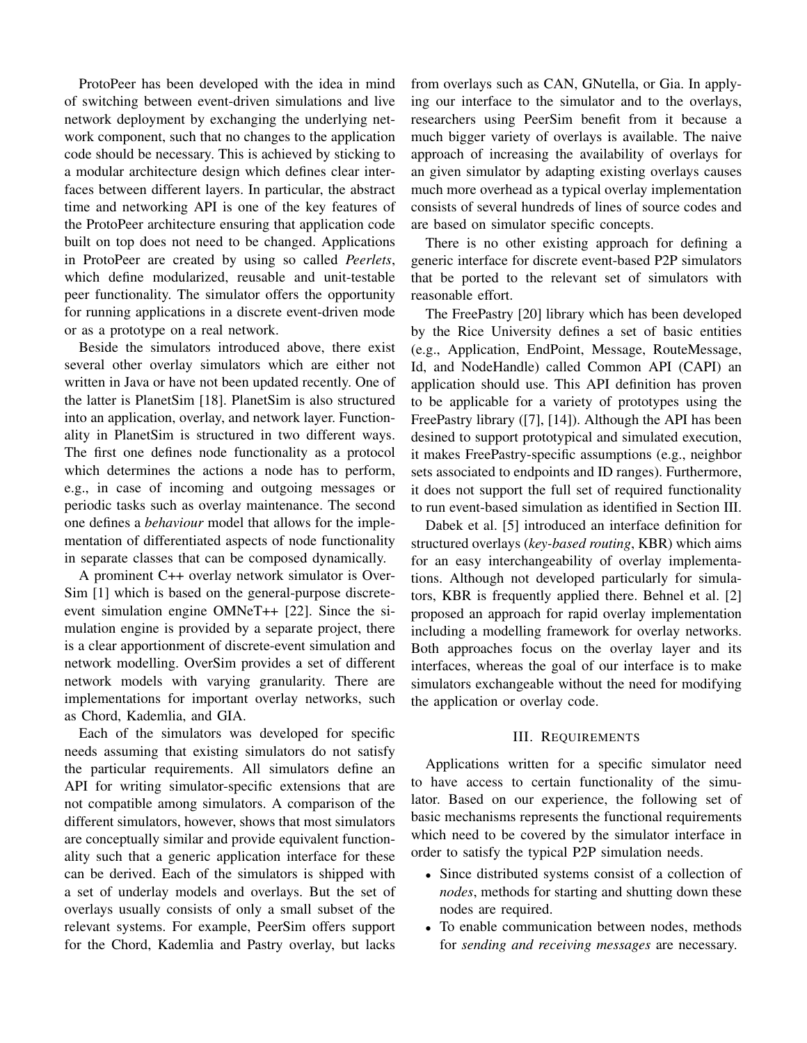ProtoPeer has been developed with the idea in mind of switching between event-driven simulations and live network deployment by exchanging the underlying network component, such that no changes to the application code should be necessary. This is achieved by sticking to a modular architecture design which defines clear interfaces between different layers. In particular, the abstract time and networking API is one of the key features of the ProtoPeer architecture ensuring that application code built on top does not need to be changed. Applications in ProtoPeer are created by using so called *Peerlets*, which define modularized, reusable and unit-testable peer functionality. The simulator offers the opportunity for running applications in a discrete event-driven mode or as a prototype on a real network.

Beside the simulators introduced above, there exist several other overlay simulators which are either not written in Java or have not been updated recently. One of the latter is PlanetSim [18]. PlanetSim is also structured into an application, overlay, and network layer. Functionality in PlanetSim is structured in two different ways. The first one defines node functionality as a protocol which determines the actions a node has to perform, e.g., in case of incoming and outgoing messages or periodic tasks such as overlay maintenance. The second one defines a *behaviour* model that allows for the implementation of differentiated aspects of node functionality in separate classes that can be composed dynamically.

A prominent C++ overlay network simulator is OverSim [1] which is based on the general-purpose discrete-event simulation engine OMNeT++ [22]. Since the simulation engine is provided by a separate project, there is a clear apportionment of discrete-event simulation and network modelling. OverSim provides a set of different network models with varying granularity. There are implementations for important overlay networks, such as Chord, Kademlia, and GIA.

Each of the simulators was developed for specific needs assuming that existing simulators do not satisfy the particular requirements. All simulators define an API for writing simulator-specific extensions that are not compatible among simulators. A comparison of the different simulators, however, shows that most simulators are conceptually similar and provide equivalent functionality such that a generic application interface for these can be derived. Each of the simulators is shipped with a set of underlay models and overlays. But the set of overlays usually consists of only a small subset of the relevant systems. For example, PeerSim offers support for the Chord, Kademlia and Pastry overlay, but lacks from overlays such as CAN, GNutella, or Gia. In applying our interface to the simulator and to the overlays, researchers using PeerSim benefit from it because a much bigger variety of overlays is available. The naive approach of increasing the availability of overlays for an given simulator by adapting existing overlays causes much more overhead as a typical overlay implementation consists of several hundreds of lines of source codes and are based on simulator specific concepts.

There is no other existing approach for defining a generic interface for discrete event-based P2P simulators that be ported to the relevant set of simulators with reasonable effort.

The FreePastry [20] library which has been developed by the Rice University defines a set of basic entities (e.g., Application, EndPoint, Message, RouteMessage, Id, and NodeHandle) called Common API (CAPI) an application should use. This API definition has proven to be applicable for a variety of prototypes using the FreePastry library ([7], [14]). Although the API has been desined to support prototypical and simulated execution, it makes FreePastry-specific assumptions (e.g., neighbor sets associated to endpoints and ID ranges). Furthermore, it does not support the full set of required functionality to run event-based simulation as identified in Section III.

Dabek et al. [5] introduced an interface definition for structured overlays (*key-based routing*, KBR) which aims for an easy interchangeability of overlay implementations. Although not developed particularly for simulators, KBR is frequently applied there. Behnel et al. [2] proposed an approach for rapid overlay implementation including a modelling framework for overlay networks. Both approaches focus on the overlay layer and its interfaces, whereas the goal of our interface is to make simulators exchangeable without the need for modifying the application or overlay code.

## III. Requirements

Applications written for a specific simulator need to have access to certain functionality of the simulator. Based on our experience, the following set of basic mechanisms represents the functional requirements which need to be covered by the simulator interface in order to satisfy the typical P2P simulation needs.

- Since distributed systems consist of a collection of *nodes*, methods for starting and shutting down these nodes are required.
- To enable communication between nodes, methods for *sending and receiving messages* are necessary.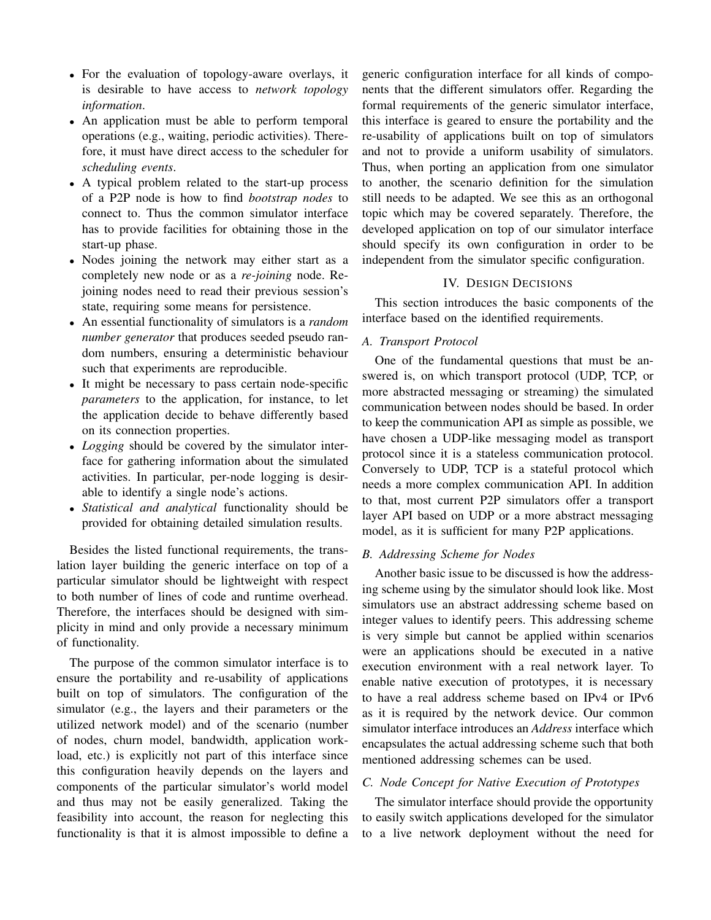- For the evaluation of topology-aware overlays, it is desirable to have access to *network topology information*.
- An application must be able to perform temporal operations (e.g., waiting, periodic activities). Therefore, it must have direct access to the scheduler for *scheduling events*.
- A typical problem related to the start-up process of a P2P node is how to find *bootstrap nodes* to connect to. Thus the common simulator interface has to provide facilities for obtaining those in the start-up phase.
- Nodes joining the network may either start as a completely new node or as a *re-joining* node. Rejoining nodes need to read their previous session's state, requiring some means for persistence.
- An essential functionality of simulators is a *random number generator* that produces seeded pseudo random numbers, ensuring a deterministic behaviour such that experiments are reproducible.
- It might be necessary to pass certain node-specific *parameters* to the application, for instance, to let the application decide to behave differently based on its connection properties.
- *Logging* should be covered by the simulator interface for gathering information about the simulated activities. In particular, per-node logging is desirable to identify a single node's actions.
- *Statistical and analytical* functionality should be provided for obtaining detailed simulation results.

Besides the listed functional requirements, the translation layer building the generic interface on top of a particular simulator should be lightweight with respect to both number of lines of code and runtime overhead. Therefore, the interfaces should be designed with simplicity in mind and only provide a necessary minimum of functionality.

The purpose of the common simulator interface is to ensure the portability and re-usability of applications built on top of simulators. The configuration of the simulator (e.g., the layers and their parameters or the utilized network model) and of the scenario (number of nodes, churn model, bandwidth, application workload, etc.) is explicitly not part of this interface since this configuration heavily depends on the layers and components of the particular simulator's world model and thus may not be easily generalized. Taking the feasibility into account, the reason for neglecting this functionality is that it is almost impossible to define a generic configuration interface for all kinds of components that the different simulators offer. Regarding the formal requirements of the generic simulator interface, this interface is geared to ensure the portability and the re-usability of applications built on top of simulators and not to provide a uniform usability of simulators. Thus, when porting an application from one simulator to another, the scenario definition for the simulation still needs to be adapted. We see this as an orthogonal topic which may be covered separately. Therefore, the developed application on top of our simulator interface should specify its own configuration in order to be independent from the simulator specific configuration.

## IV. Design Decisions

This section introduces the basic components of the interface based on the identified requirements.

### A. Transport Protocol

One of the fundamental questions that must be answered is, on which transport protocol (UDP, TCP, or more abstracted messaging or streaming) the simulated communication between nodes should be based. In order to keep the communication API as simple as possible, we have chosen a UDP-like messaging model as transport protocol since it is a stateless communication protocol. Conversely to UDP, TCP is a stateful protocol which needs a more complex communication API. In addition to that, most current P2P simulators offer a transport layer API based on UDP or a more abstract messaging model, as it is sufficient for many P2P applications.

### B. Addressing Scheme for Nodes

Another basic issue to be discussed is how the addressing scheme using by the simulator should look like. Most simulators use an abstract addressing scheme based on integer values to identify peers. This addressing scheme is very simple but cannot be applied within scenarios were an applications should be executed in a native execution environment with a real network layer. To enable native execution of prototypes, it is necessary to have a real address scheme based on IPv4 or IPv6 as it is required by the network device. Our common simulator interface introduces an *Address* interface which encapsulates the actual addressing scheme such that both mentioned addressing schemes can be used.

### C. Node Concept for Native Execution of Prototypes

The simulator interface should provide the opportunity to easily switch applications developed for the simulator to a live network deployment without the need for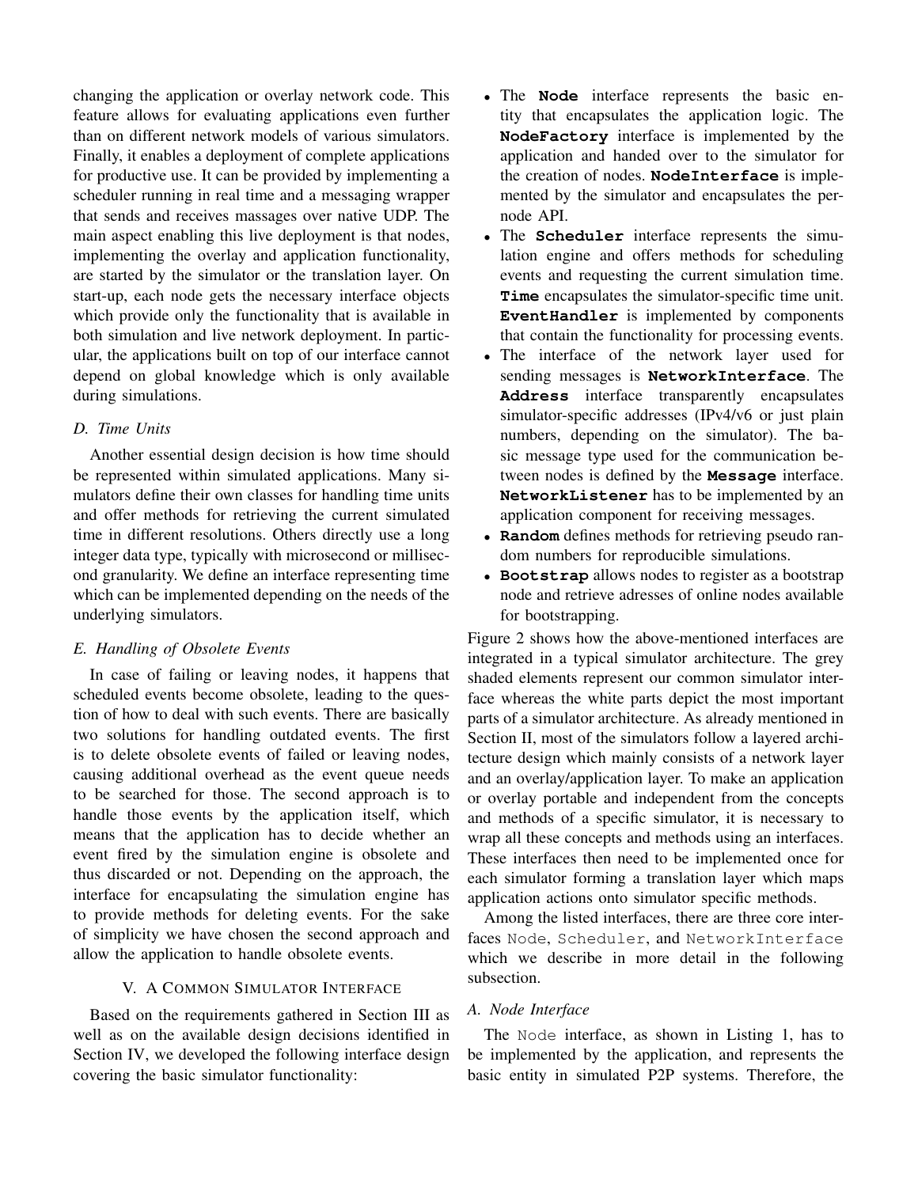changing the application or overlay network code. This feature allows for evaluating applications even further than on different network models of various simulators. Finally, it enables a deployment of complete applications for productive use. It can be provided by implementing a scheduler running in real time and a messaging wrapper that sends and receives massages over native UDP. The main aspect enabling this live deployment is that nodes, implementing the overlay and application functionality, are started by the simulator or the translation layer. On start-up, each node gets the necessary interface objects which provide only the functionality that is available in both simulation and live network deployment. In particular, the applications built on top of our interface cannot depend on global knowledge which is only available during simulations.

### *D. Time Units*

Another essential design decision is how time should be represented within simulated applications. Many simulators define their own classes for handling time units and offer methods for retrieving the current simulated time in different resolutions. Others directly use a long integer data type, typically with microsecond or millisecond granularity. We define an interface representing time which can be implemented depending on the needs of the underlying simulators.

### *E. Handling of Obsolete Events*

In case of failing or leaving nodes, it happens that scheduled events become obsolete, leading to the question of how to deal with such events. There are basically two solutions for handling outdated events. The first is to delete obsolete events of failed or leaving nodes, causing additional overhead as the event queue needs to be searched for those. The second approach is to handle those events by the application itself, which means that the application has to decide whether an event fired by the simulation engine is obsolete and thus discarded or not. Depending on the approach, the interface for encapsulating the simulation engine has to provide methods for deleting events. For the sake of simplicity we have chosen the second approach and allow the application to handle obsolete events.

## V. A Common Simulator Interface

Based on the requirements gathered in Section III as well as on the available design decisions identified in Section IV, we developed the following interface design covering the basic simulator functionality:

- The **Node** interface represents the basic entity that encapsulates the application logic. The **NodeFactory** interface is implemented by the application and handed over to the simulator for the creation of nodes. **NodeInterface** is implemented by the simulator and encapsulates the per-node API.
- The **Scheduler** interface represents the simulation engine and offers methods for scheduling events and requesting the current simulation time. **Time** encapsulates the simulator-specific time unit. **EventHandler** is implemented by components that contain the functionality for processing events.
- The interface of the network layer used for sending messages is **NetworkInterface**. The **Address** interface transparently encapsulates simulator-specific addresses (IPv4/v6 or just plain numbers, depending on the simulator). The basic message type used for the communication between nodes is defined by the **Message** interface. **NetworkListener** has to be implemented by an application component for receiving messages.
- **Random** defines methods for retrieving pseudo random numbers for reproducible simulations.
- **Bootstrap** allows nodes to register as a bootstrap node and retrieve adresses of online nodes available for bootstrapping.

Figure 2 shows how the above-mentioned interfaces are integrated in a typical simulator architecture. The grey shaded elements represent our common simulator interface whereas the white parts depict the most important parts of a simulator architecture. As already mentioned in Section II, most of the simulators follow a layered architecture design which mainly consists of a network layer and an overlay/application layer. To make an application or overlay portable and independent from the concepts and methods of a specific simulator, it is necessary to wrap all these concepts and methods using an interfaces. These interfaces then need to be implemented once for each simulator forming a translation layer which maps application actions onto simulator specific methods.

Among the listed interfaces, there are three core interfaces `Node`, `Scheduler`, and `NetworkInterface` which we describe in more detail in the following subsection.

### *A. Node Interface*

The `Node` interface, as shown in Listing 1, has to be implemented by the application, and represents the basic entity in simulated P2P systems. Therefore, the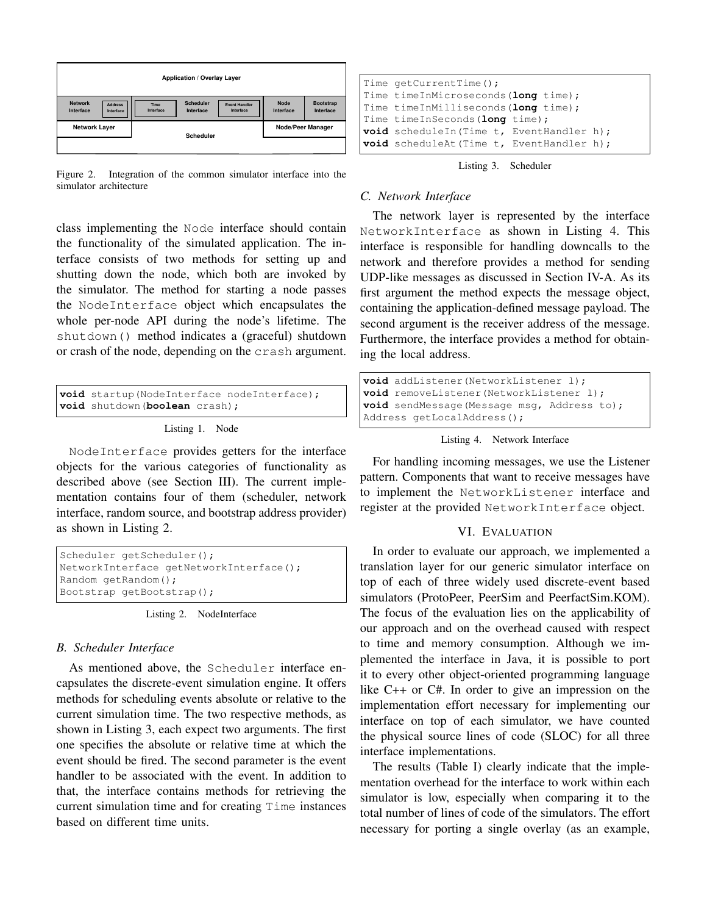| Application / Overlay Layer | | | | | | |
|---|---|---|---|---|---|---|
| Network Interface | Address Interface | Time Interface | Scheduler Interface | Event Handler Interface | Node Interface | Bootstrap Interface |
| Network Layer | | Scheduler | | | Node/Peer Manager | |

Figure 2. Integration of the common simulator interface into the simulator architecture

class implementing the Node interface should contain the functionality of the simulated application. The interface consists of two methods for setting up and shutting down the node, which both are invoked by the simulator. The method for starting a node passes the NodeInterface object which encapsulates the whole per-node API during the node's lifetime. The shutdown() method indicates a (graceful) shutdown or crash of the node, depending on the crash argument.

```
void startup(NodeInterface nodeInterface);
void shutdown(boolean crash);
```

Listing 1. Node

NodeInterface provides getters for the interface objects for the various categories of functionality as described above (see Section III). The current implementation contains four of them (scheduler, network interface, random source, and bootstrap address provider) as shown in Listing 2.

```
Scheduler getScheduler();
NetworkInterface getNetworkInterface();
Random getRandom();
Bootstrap getBootstrap();
```

Listing 2. NodeInterface

### B. Scheduler Interface

As mentioned above, the Scheduler interface encapsulates the discrete-event simulation engine. It offers methods for scheduling events absolute or relative to the current simulation time. The two respective methods, as shown in Listing 3, each expect two arguments. The first one specifies the absolute or relative time at which the event should be fired. The second parameter is the event handler to be associated with the event. In addition to that, the interface contains methods for retrieving the current simulation time and for creating Time instances based on different time units.

```
Time getCurrentTime();
Time timeInMicroseconds(long time);
Time timeInMilliseconds(long time);
Time timeInSeconds(long time);
void scheduleIn(Time t, EventHandler h);
void scheduleAt(Time t, EventHandler h);
```

Listing 3. Scheduler

### C. Network Interface

The network layer is represented by the interface NetworkInterface as shown in Listing 4. This interface is responsible for handling downcalls to the network and therefore provides a method for sending UDP-like messages as discussed in Section IV-A. As its first argument the method expects the message object, containing the application-defined message payload. The second argument is the receiver address of the message. Furthermore, the interface provides a method for obtaining the local address.

```
void addListener(NetworkListener l);
void removeListener(NetworkListener l);
void sendMessage(Message msg, Address to);
Address getLocalAddress();
```

Listing 4. Network Interface

For handling incoming messages, we use the Listener pattern. Components that want to receive messages have to implement the NetworkListener interface and register at the provided NetworkInterface object.

## VI. Evaluation

In order to evaluate our approach, we implemented a translation layer for our generic simulator interface on top of each of three widely used discrete-event based simulators (ProtoPeer, PeerSim and PeerfactSim.KOM). The focus of the evaluation lies on the applicability of our approach and on the overhead caused with respect to time and memory consumption. Although we implemented the interface in Java, it is possible to port it to every other object-oriented programming language like C++ or C#. In order to give an impression on the implementation effort necessary for implementing our interface on top of each simulator, we have counted the physical source lines of code (SLOC) for all three interface implementations.

The results (Table I) clearly indicate that the implementation overhead for the interface to work within each simulator is low, especially when comparing it to the total number of lines of code of the simulators. The effort necessary for porting a single overlay (as an example,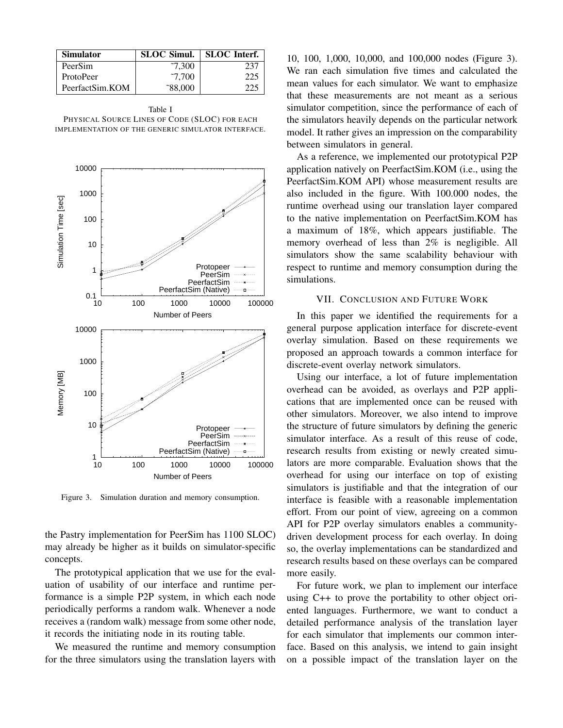| Simulator | SLOC Simul. | SLOC Interf. |
|---|---|---|
| PeerSim | ~7,300 | 237 |
| ProtoPeer | ~7,700 | 225 |
| PeerfactSim.KOM | ~88,000 | 225 |

Table I
PHYSICAL SOURCE LINES OF CODE (SLOC) FOR EACH IMPLEMENTATION OF THE GENERIC SIMULATOR INTERFACE.

Figure 3. Simulation duration and memory consumption.

the Pastry implementation for PeerSim has 1100 SLOC) may already be higher as it builds on simulator-specific concepts.

The prototypical application that we use for the evaluation of usability of our interface and runtime performance is a simple P2P system, in which each node periodically performs a random walk. Whenever a node receives a (random walk) message from some other node, it records the initiating node in its routing table.

We measured the runtime and memory consumption for the three simulators using the translation layers with 10, 100, 1,000, 10,000, and 100,000 nodes (Figure 3). We ran each simulation five times and calculated the mean values for each simulator. We want to emphasize that these measurements are not meant as a serious simulator competition, since the performance of each of the simulators heavily depends on the particular network model. It rather gives an impression on the comparability between simulators in general.

As a reference, we implemented our prototypical P2P application natively on PeerfactSim.KOM (i.e., using the PeerfactSim.KOM API) whose measurement results are also included in the figure. With 100.000 nodes, the runtime overhead using our translation layer compared to the native implementation on PeerfactSim.KOM has a maximum of 18%, which appears justifiable. The memory overhead of less than 2% is negligible. All simulators show the same scalability behaviour with respect to runtime and memory consumption during the simulations.

## VII. CONCLUSION AND FUTURE WORK

In this paper we identified the requirements for a general purpose application interface for discrete-event overlay simulation. Based on these requirements we proposed an approach towards a common interface for discrete-event overlay network simulators.

Using our interface, a lot of future implementation overhead can be avoided, as overlays and P2P applications that are implemented once can be reused with other simulators. Moreover, we also intend to improve the structure of future simulators by defining the generic simulator interface. As a result of this reuse of code, research results from existing or newly created simulators are more comparable. Evaluation shows that the overhead for using our interface on top of existing simulators is justifiable and that the integration of our interface is feasible with a reasonable implementation effort. From our point of view, agreeing on a common API for P2P overlay simulators enables a community-driven development process for each overlay. In doing so, the overlay implementations can be standardized and research results based on these overlays can be compared more easily.

For future work, we plan to implement our interface using C++ to prove the portability to other object oriented languages. Furthermore, we want to conduct a detailed performance analysis of the translation layer for each simulator that implements our common interface. Based on this analysis, we intend to gain insight on a possible impact of the translation layer on the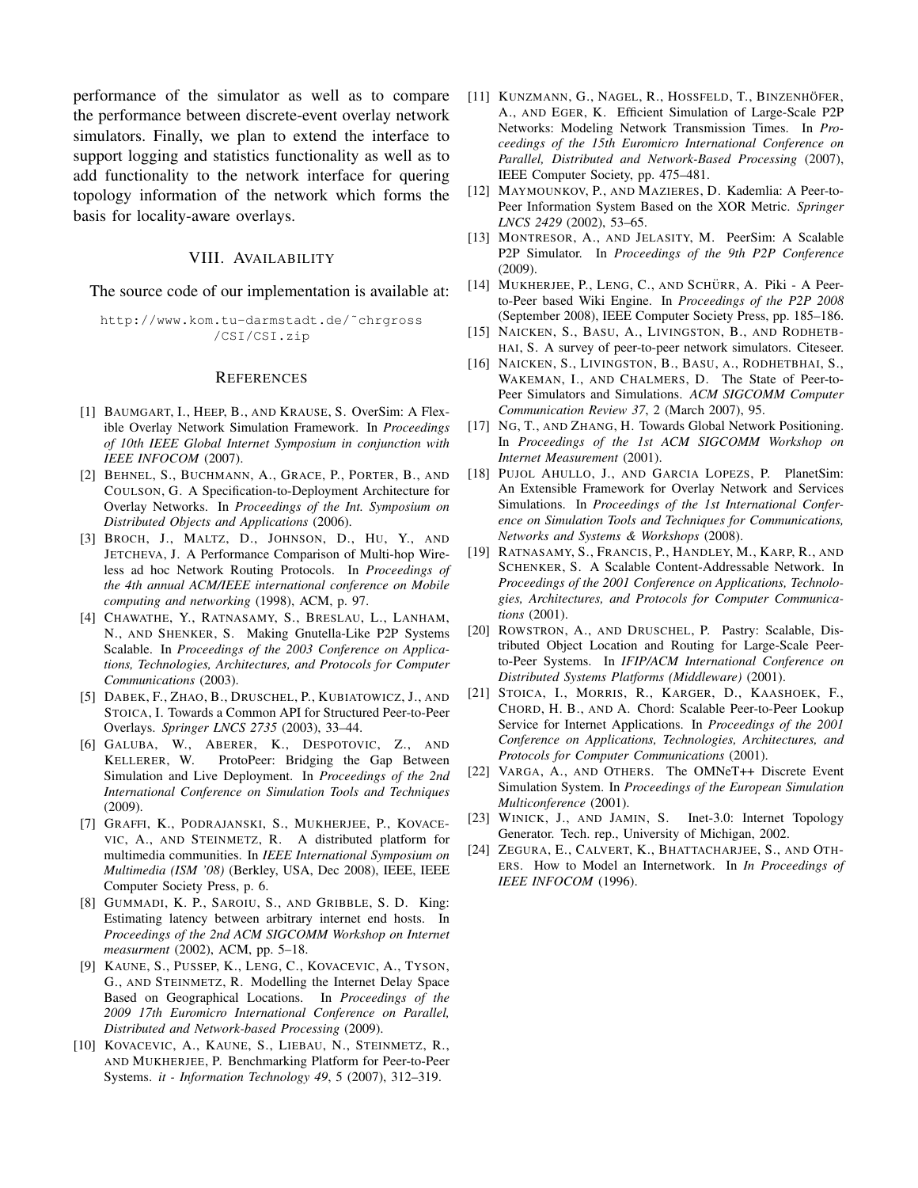performance of the simulator as well as to compare the performance between discrete-event overlay network simulators. Finally, we plan to extend the interface to support logging and statistics functionality as well as to add functionality to the network interface for quering topology information of the network which forms the basis for locality-aware overlays.

## VIII. Availability

The source code of our implementation is available at:

```
http://www.kom.tu-darmstadt.de/~chrgross
/CSI/CSI.zip
```

## References

[1] Baumgart, I., Heep, B., and Krause, S. OverSim: A Flexible Overlay Network Simulation Framework. In *Proceedings of 10th IEEE Global Internet Symposium in conjunction with IEEE INFOCOM* (2007).

[2] Behnel, S., Buchmann, A., Grace, P., Porter, B., and Coulson, G. A Specification-to-Deployment Architecture for Overlay Networks. In *Proceedings of the Int. Symposium on Distributed Objects and Applications* (2006).

[3] Broch, J., Maltz, D., Johnson, D., Hu, Y., and Jetcheva, J. A Performance Comparison of Multi-hop Wireless ad hoc Network Routing Protocols. In *Proceedings of the 4th annual ACM/IEEE international conference on Mobile computing and networking* (1998), ACM, p. 97.

[4] Chawathe, Y., Ratnasamy, S., Breslau, L., Lanham, N., and Shenker, S. Making Gnutella-Like P2P Systems Scalable. In *Proceedings of the 2003 Conference on Applications, Technologies, Architectures, and Protocols for Computer Communications* (2003).

[5] Dabek, F., Zhao, B., Druschel, P., Kubiatowicz, J., and Stoica, I. Towards a Common API for Structured Peer-to-Peer Overlays. *Springer LNCS 2735* (2003), 33–44.

[6] Galuba, W., Aberer, K., Despotovic, Z., and Kellerer, W. ProtoPeer: Bridging the Gap Between Simulation and Live Deployment. In *Proceedings of the 2nd International Conference on Simulation Tools and Techniques* (2009).

[7] Graffi, K., Podrajanski, S., Mukherjee, P., Kovacevic, A., and Steinmetz, R. A distributed platform for multimedia communities. In *IEEE International Symposium on Multimedia (ISM '08)* (Berkley, USA, Dec 2008), IEEE, IEEE Computer Society Press, p. 6.

[8] Gummadi, K. P., Saroiu, S., and Gribble, S. D. King: Estimating latency between arbitrary internet end hosts. In *Proceedings of the 2nd ACM SIGCOMM Workshop on Internet measurment* (2002), ACM, pp. 5–18.

[9] Kaune, S., Pussep, K., Leng, C., Kovacevic, A., Tyson, G., and Steinmetz, R. Modelling the Internet Delay Space Based on Geographical Locations. In *Proceedings of the 2009 17th Euromicro International Conference on Parallel, Distributed and Network-based Processing* (2009).

[10] Kovacevic, A., Kaune, S., Liebau, N., Steinmetz, R., and Mukherjee, P. Benchmarking Platform for Peer-to-Peer Systems. *it - Information Technology 49*, 5 (2007), 312–319.

[11] Kunzmann, G., Nagel, R., Hossfeld, T., Binzenhöfer, A., and Eger, K. Efficient Simulation of Large-Scale P2P Networks: Modeling Network Transmission Times. In *Proceedings of the 15th Euromicro International Conference on Parallel, Distributed and Network-Based Processing* (2007), IEEE Computer Society, pp. 475–481.

[12] Maymounkov, P., and Mazieres, D. Kademlia: A Peer-to-Peer Information System Based on the XOR Metric. *Springer LNCS 2429* (2002), 53–65.

[13] Montresor, A., and Jelasity, M. PeerSim: A Scalable P2P Simulator. In *Proceedings of the 9th P2P Conference* (2009).

[14] Mukherjee, P., Leng, C., and Schürr, A. Piki - A Peer-to-Peer based Wiki Engine. In *Proceedings of the P2P 2008* (September 2008), IEEE Computer Society Press, pp. 185–186.

[15] Naicken, S., Basu, A., Livingston, B., and Rodhetbhai, S. A survey of peer-to-peer network simulators. Citeseer.

[16] Naicken, S., Livingston, B., Basu, A., Rodhetbhai, S., Wakeman, I., and Chalmers, D. The State of Peer-to-Peer Simulators and Simulations. *ACM SIGCOMM Computer Communication Review 37*, 2 (March 2007), 95.

[17] Ng, T., and Zhang, H. Towards Global Network Positioning. In *Proceedings of the 1st ACM SIGCOMM Workshop on Internet Measurement* (2001).

[18] Pujol Ahullo, J., and Garcia Lopezs, P. PlanetSim: An Extensible Framework for Overlay Network and Services Simulations. In *Proceedings of the 1st International Conference on Simulation Tools and Techniques for Communications, Networks and Systems & Workshops* (2008).

[19] Ratnasamy, S., Francis, P., Handley, M., Karp, R., and Schenker, S. A Scalable Content-Addressable Network. In *Proceedings of the 2001 Conference on Applications, Technologies, Architectures, and Protocols for Computer Communications* (2001).

[20] Rowstron, A., and Druschel, P. Pastry: Scalable, Distributed Object Location and Routing for Large-Scale Peer-to-Peer Systems. In *IFIP/ACM International Conference on Distributed Systems Platforms (Middleware)* (2001).

[21] Stoica, I., Morris, R., Karger, D., Kaashoek, F., Chord, H. B., and A. Chord: Scalable Peer-to-Peer Lookup Service for Internet Applications. In *Proceedings of the 2001 Conference on Applications, Technologies, Architectures, and Protocols for Computer Communications* (2001).

[22] Varga, A., and Others. The OMNeT++ Discrete Event Simulation System. In *Proceedings of the European Simulation Multiconference* (2001).

[23] Winick, J., and Jamin, S. Inet-3.0: Internet Topology Generator. Tech. rep., University of Michigan, 2002.

[24] Zegura, E., Calvert, K., Bhattacharjee, S., and Others. How to Model an Internetwork. In *In Proceedings of IEEE INFOCOM* (1996).